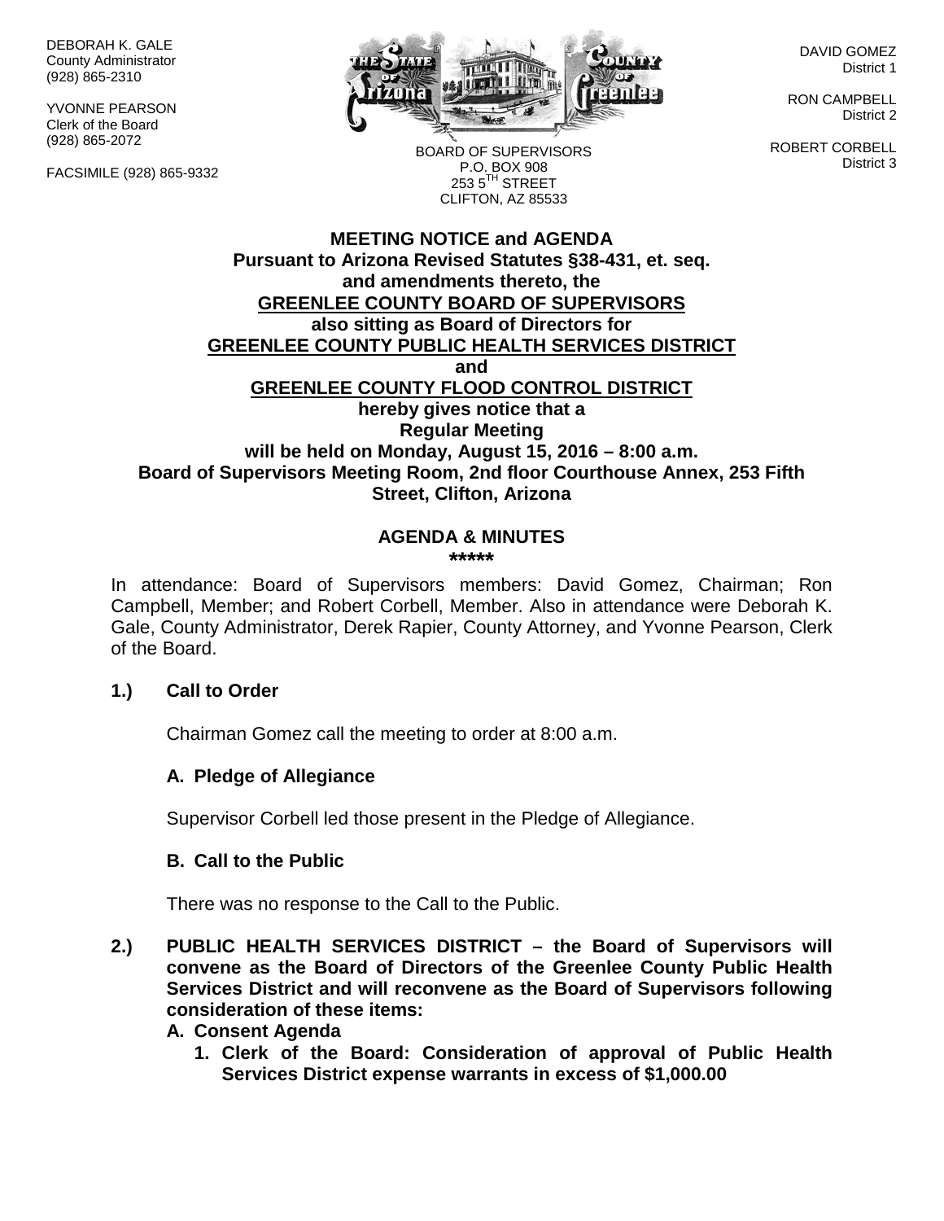DEBORAH K. GALE
County Administrator
(928) 865-2310

YVONNE PEARSON
Clerk of the Board
(928) 865-2072

FACSIMILE (928) 865-9332

BOARD OF SUPERVISORS
P.O. BOX 908
253 5TH STREET
CLIFTON, AZ 85533

DAVID GOMEZ
District 1

RON CAMPBELL
District 2

ROBERT CORBELL
District 3

**MEETING NOTICE and AGENDA**
**Pursuant to Arizona Revised Statutes §38-431, et. seq.**
**and amendments thereto, the**
**GREENLEE COUNTY BOARD OF SUPERVISORS**
**also sitting as Board of Directors for**
**GREENLEE COUNTY PUBLIC HEALTH SERVICES DISTRICT**
**and**
**GREENLEE COUNTY FLOOD CONTROL DISTRICT**
**hereby gives notice that a**
**Regular Meeting**
**will be held on Monday, August 15, 2016 – 8:00 a.m.**
**Board of Supervisors Meeting Room, 2nd floor Courthouse Annex, 253 Fifth Street, Clifton, Arizona**

**AGENDA & MINUTES**
**\*\*\*\*\***

In attendance: Board of Supervisors members: David Gomez, Chairman; Ron Campbell, Member; and Robert Corbell, Member. Also in attendance were Deborah K. Gale, County Administrator, Derek Rapier, County Attorney, and Yvonne Pearson, Clerk of the Board.

**1.) Call to Order**

Chairman Gomez call the meeting to order at 8:00 a.m.

**A. Pledge of Allegiance**

Supervisor Corbell led those present in the Pledge of Allegiance.

**B. Call to the Public**

There was no response to the Call to the Public.

**2.) PUBLIC HEALTH SERVICES DISTRICT – the Board of Supervisors will convene as the Board of Directors of the Greenlee County Public Health Services District and will reconvene as the Board of Supervisors following consideration of these items:**

**A. Consent Agenda**

1. **Clerk of the Board: Consideration of approval of Public Health Services District expense warrants in excess of $1,000.00**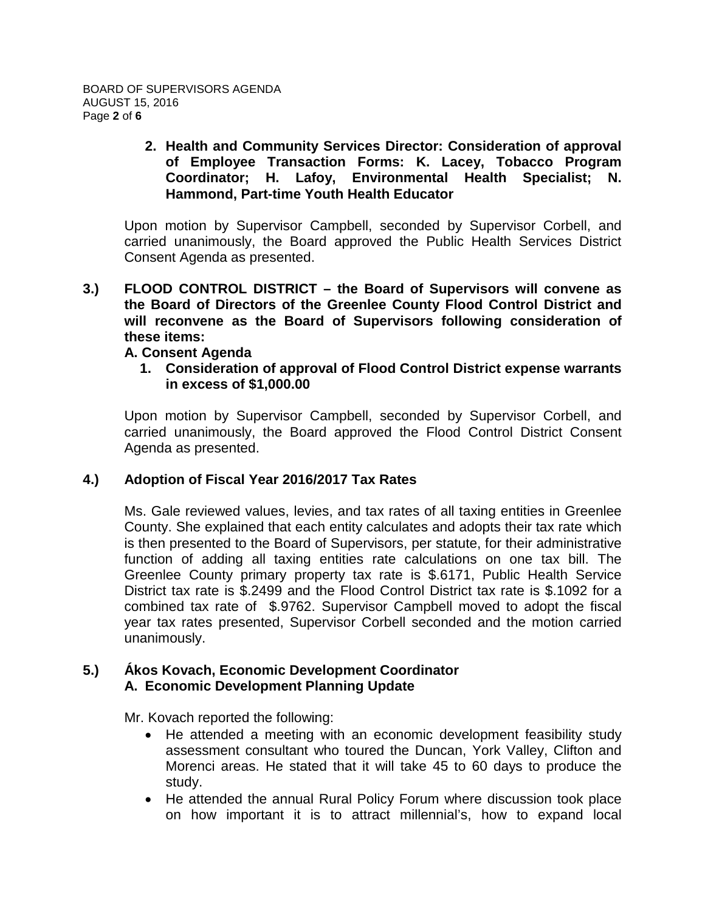**2. Health and Community Services Director: Consideration of approval of Employee Transaction Forms: K. Lacey, Tobacco Program Coordinator; H. Lafoy, Environmental Health Specialist; N. Hammond, Part-time Youth Health Educator**

Upon motion by Supervisor Campbell, seconded by Supervisor Corbell, and carried unanimously, the Board approved the Public Health Services District Consent Agenda as presented.

**3.) FLOOD CONTROL DISTRICT – the Board of Supervisors will convene as the Board of Directors of the Greenlee County Flood Control District and will reconvene as the Board of Supervisors following consideration of these items:**

**A. Consent Agenda**

**1. Consideration of approval of Flood Control District expense warrants in excess of $1,000.00**

Upon motion by Supervisor Campbell, seconded by Supervisor Corbell, and carried unanimously, the Board approved the Flood Control District Consent Agenda as presented.

**4.) Adoption of Fiscal Year 2016/2017 Tax Rates**

Ms. Gale reviewed values, levies, and tax rates of all taxing entities in Greenlee County. She explained that each entity calculates and adopts their tax rate which is then presented to the Board of Supervisors, per statute, for their administrative function of adding all taxing entities rate calculations on one tax bill. The Greenlee County primary property tax rate is $.6171, Public Health Service District tax rate is $.2499 and the Flood Control District tax rate is $.1092 for a combined tax rate of $.9762. Supervisor Campbell moved to adopt the fiscal year tax rates presented, Supervisor Corbell seconded and the motion carried unanimously.

**5.) Ákos Kovach, Economic Development Coordinator**
**A. Economic Development Planning Update**

Mr. Kovach reported the following:

- He attended a meeting with an economic development feasibility study assessment consultant who toured the Duncan, York Valley, Clifton and Morenci areas. He stated that it will take 45 to 60 days to produce the study.
- He attended the annual Rural Policy Forum where discussion took place on how important it is to attract millennial's, how to expand local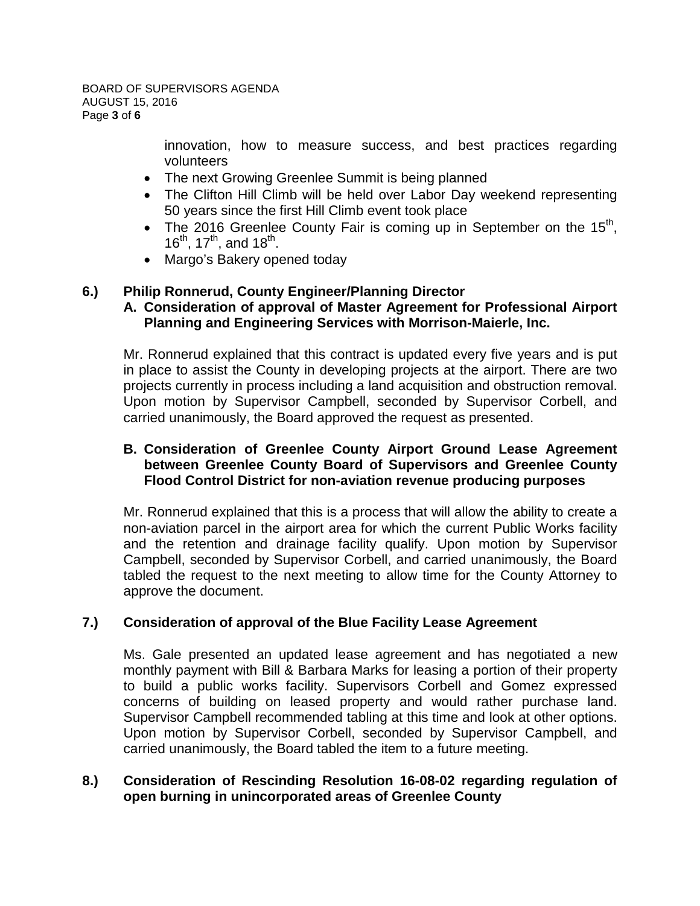innovation, how to measure success, and best practices regarding volunteers

- The next Growing Greenlee Summit is being planned
- The Clifton Hill Climb will be held over Labor Day weekend representing 50 years since the first Hill Climb event took place
- The 2016 Greenlee County Fair is coming up in September on the 15th, 16th, 17th, and 18th.
- Margo's Bakery opened today

**6.) Philip Ronnerud, County Engineer/Planning Director**

**A. Consideration of approval of Master Agreement for Professional Airport Planning and Engineering Services with Morrison-Maierle, Inc.**

Mr. Ronnerud explained that this contract is updated every five years and is put in place to assist the County in developing projects at the airport. There are two projects currently in process including a land acquisition and obstruction removal. Upon motion by Supervisor Campbell, seconded by Supervisor Corbell, and carried unanimously, the Board approved the request as presented.

**B. Consideration of Greenlee County Airport Ground Lease Agreement between Greenlee County Board of Supervisors and Greenlee County Flood Control District for non-aviation revenue producing purposes**

Mr. Ronnerud explained that this is a process that will allow the ability to create a non-aviation parcel in the airport area for which the current Public Works facility and the retention and drainage facility qualify. Upon motion by Supervisor Campbell, seconded by Supervisor Corbell, and carried unanimously, the Board tabled the request to the next meeting to allow time for the County Attorney to approve the document.

**7.) Consideration of approval of the Blue Facility Lease Agreement**

Ms. Gale presented an updated lease agreement and has negotiated a new monthly payment with Bill & Barbara Marks for leasing a portion of their property to build a public works facility. Supervisors Corbell and Gomez expressed concerns of building on leased property and would rather purchase land. Supervisor Campbell recommended tabling at this time and look at other options. Upon motion by Supervisor Corbell, seconded by Supervisor Campbell, and carried unanimously, the Board tabled the item to a future meeting.

**8.) Consideration of Rescinding Resolution 16-08-02 regarding regulation of open burning in unincorporated areas of Greenlee County**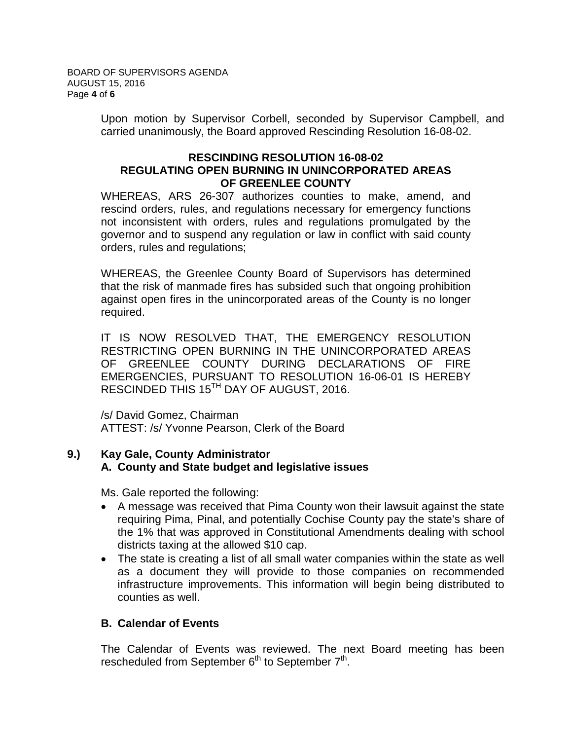Upon motion by Supervisor Corbell, seconded by Supervisor Campbell, and carried unanimously, the Board approved Rescinding Resolution 16-08-02.

**RESCINDING RESOLUTION 16-08-02**
**REGULATING OPEN BURNING IN UNINCORPORATED AREAS OF GREENLEE COUNTY**

WHEREAS, ARS 26-307 authorizes counties to make, amend, and rescind orders, rules, and regulations necessary for emergency functions not inconsistent with orders, rules and regulations promulgated by the governor and to suspend any regulation or law in conflict with said county orders, rules and regulations;

WHEREAS, the Greenlee County Board of Supervisors has determined that the risk of manmade fires has subsided such that ongoing prohibition against open fires in the unincorporated areas of the County is no longer required.

IT IS NOW RESOLVED THAT, THE EMERGENCY RESOLUTION RESTRICTING OPEN BURNING IN THE UNINCORPORATED AREAS OF GREENLEE COUNTY DURING DECLARATIONS OF FIRE EMERGENCIES, PURSUANT TO RESOLUTION 16-06-01 IS HEREBY RESCINDED THIS 15TH DAY OF AUGUST, 2016.

/s/ David Gomez, Chairman
ATTEST: /s/ Yvonne Pearson, Clerk of the Board

**9.) Kay Gale, County Administrator**

**A. County and State budget and legislative issues**

Ms. Gale reported the following:

- A message was received that Pima County won their lawsuit against the state requiring Pima, Pinal, and potentially Cochise County pay the state's share of the 1% that was approved in Constitutional Amendments dealing with school districts taxing at the allowed $10 cap.
- The state is creating a list of all small water companies within the state as well as a document they will provide to those companies on recommended infrastructure improvements. This information will begin being distributed to counties as well.

**B. Calendar of Events**

The Calendar of Events was reviewed. The next Board meeting has been rescheduled from September 6th to September 7th.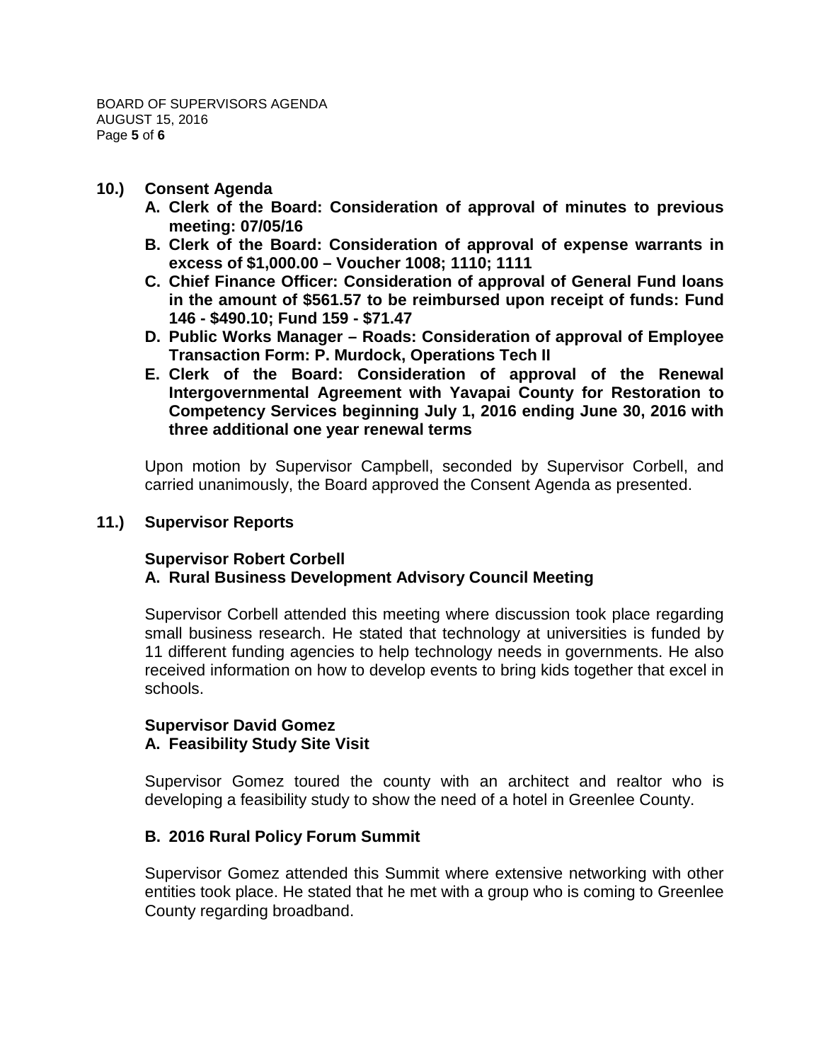**10.) Consent Agenda**

- **A. Clerk of the Board: Consideration of approval of minutes to previous meeting: 07/05/16**
- **B. Clerk of the Board: Consideration of approval of expense warrants in excess of $1,000.00 – Voucher 1008; 1110; 1111**
- **C. Chief Finance Officer: Consideration of approval of General Fund loans in the amount of $561.57 to be reimbursed upon receipt of funds: Fund 146 - $490.10; Fund 159 - $71.47**
- **D. Public Works Manager – Roads: Consideration of approval of Employee Transaction Form: P. Murdock, Operations Tech II**
- **E. Clerk of the Board: Consideration of approval of the Renewal Intergovernmental Agreement with Yavapai County for Restoration to Competency Services beginning July 1, 2016 ending June 30, 2016 with three additional one year renewal terms**

Upon motion by Supervisor Campbell, seconded by Supervisor Corbell, and carried unanimously, the Board approved the Consent Agenda as presented.

**11.) Supervisor Reports**

**Supervisor Robert Corbell**

**A. Rural Business Development Advisory Council Meeting**

Supervisor Corbell attended this meeting where discussion took place regarding small business research. He stated that technology at universities is funded by 11 different funding agencies to help technology needs in governments. He also received information on how to develop events to bring kids together that excel in schools.

**Supervisor David Gomez**

**A. Feasibility Study Site Visit**

Supervisor Gomez toured the county with an architect and realtor who is developing a feasibility study to show the need of a hotel in Greenlee County.

**B. 2016 Rural Policy Forum Summit**

Supervisor Gomez attended this Summit where extensive networking with other entities took place. He stated that he met with a group who is coming to Greenlee County regarding broadband.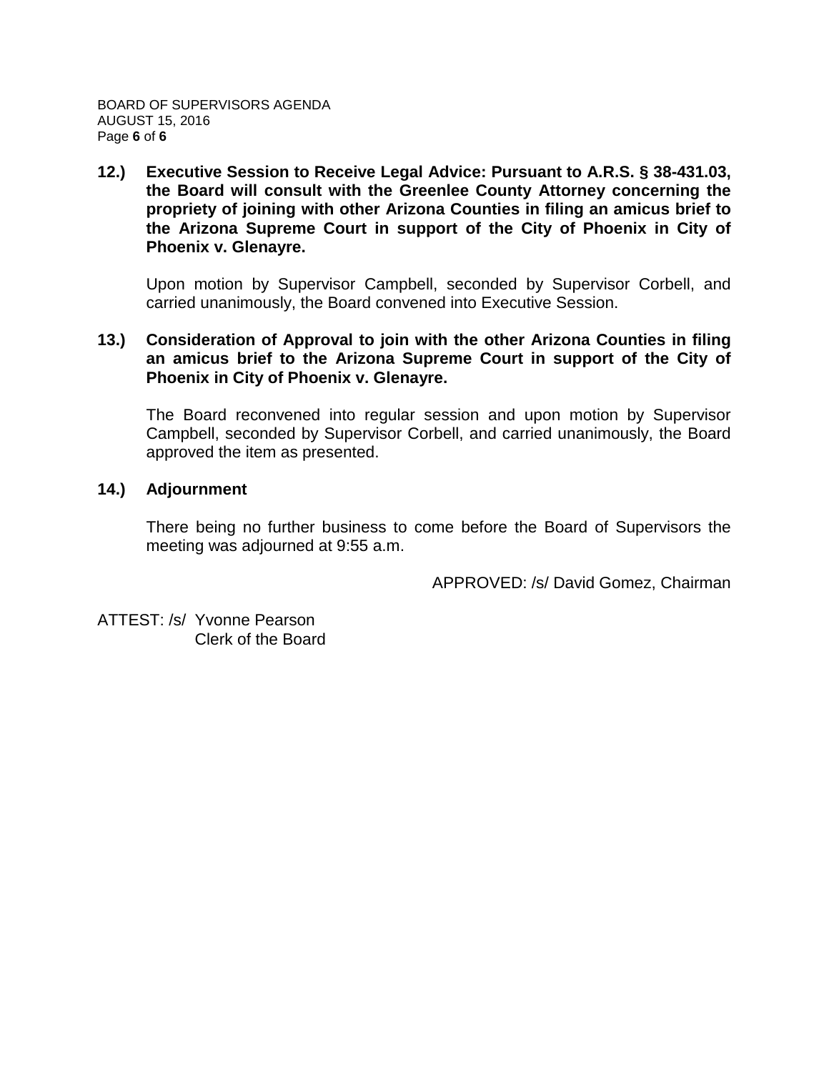**12.) Executive Session to Receive Legal Advice: Pursuant to A.R.S. § 38-431.03, the Board will consult with the Greenlee County Attorney concerning the propriety of joining with other Arizona Counties in filing an amicus brief to the Arizona Supreme Court in support of the City of Phoenix in City of Phoenix v. Glenayre.**

Upon motion by Supervisor Campbell, seconded by Supervisor Corbell, and carried unanimously, the Board convened into Executive Session.

**13.) Consideration of Approval to join with the other Arizona Counties in filing an amicus brief to the Arizona Supreme Court in support of the City of Phoenix in City of Phoenix v. Glenayre.**

The Board reconvened into regular session and upon motion by Supervisor Campbell, seconded by Supervisor Corbell, and carried unanimously, the Board approved the item as presented.

**14.) Adjournment**

There being no further business to come before the Board of Supervisors the meeting was adjourned at 9:55 a.m.

APPROVED: /s/ David Gomez, Chairman

ATTEST: /s/ Yvonne Pearson
Clerk of the Board